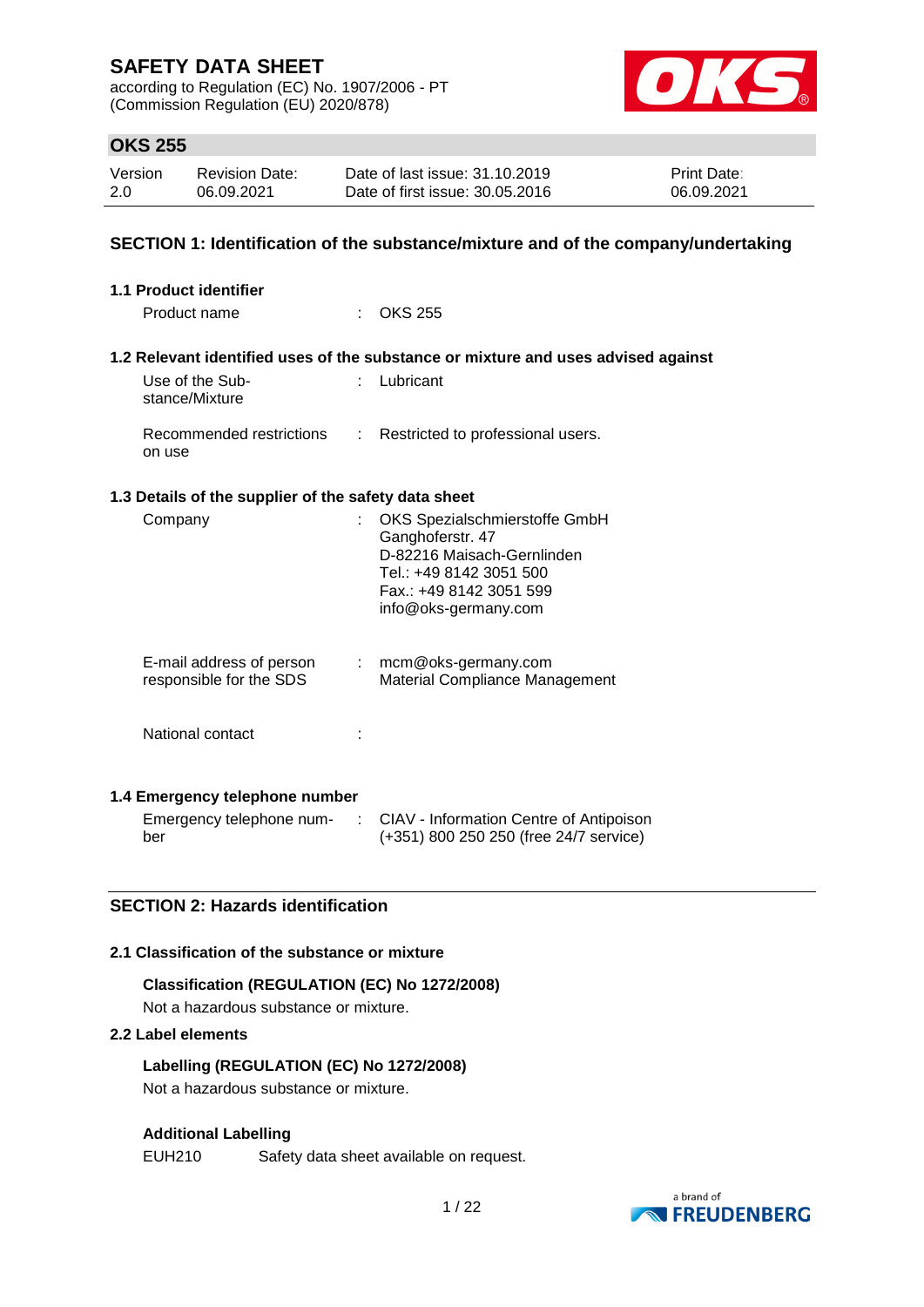# SAFETY DATA SHEET

according to Regulation (EC) No. 1907/2006 - PT
(Commission Regulation (EU) 2020/878)

## OKS 255

| Version | Revision Date: | Date of last issue: 31.10.2019 | Print Date: |
|---|---|---|---|
| 2.0 | 06.09.2021 | Date of first issue: 30.05.2016 | 06.09.2021 |

## SECTION 1: Identification of the substance/mixture and of the company/undertaking

### 1.1 Product identifier

Product name : OKS 255

### 1.2 Relevant identified uses of the substance or mixture and uses advised against

Use of the Substance/Mixture : Lubricant

Recommended restrictions on use : Restricted to professional users.

### 1.3 Details of the supplier of the safety data sheet

Company : OKS Spezialschmierstoffe GmbH
Ganghoferstr. 47
D-82216 Maisach-Gernlinden
Tel.: +49 8142 3051 500
Fax.: +49 8142 3051 599
info@oks-germany.com

E-mail address of person responsible for the SDS : mcm@oks-germany.com
Material Compliance Management

National contact :

### 1.4 Emergency telephone number

Emergency telephone number : CIAV - Information Centre of Antipoison
(+351) 800 250 250 (free 24/7 service)

## SECTION 2: Hazards identification

### 2.1 Classification of the substance or mixture

**Classification (REGULATION (EC) No 1272/2008)**

Not a hazardous substance or mixture.

### 2.2 Label elements

**Labelling (REGULATION (EC) No 1272/2008)**

Not a hazardous substance or mixture.

**Additional Labelling**

EUH210 Safety data sheet available on request.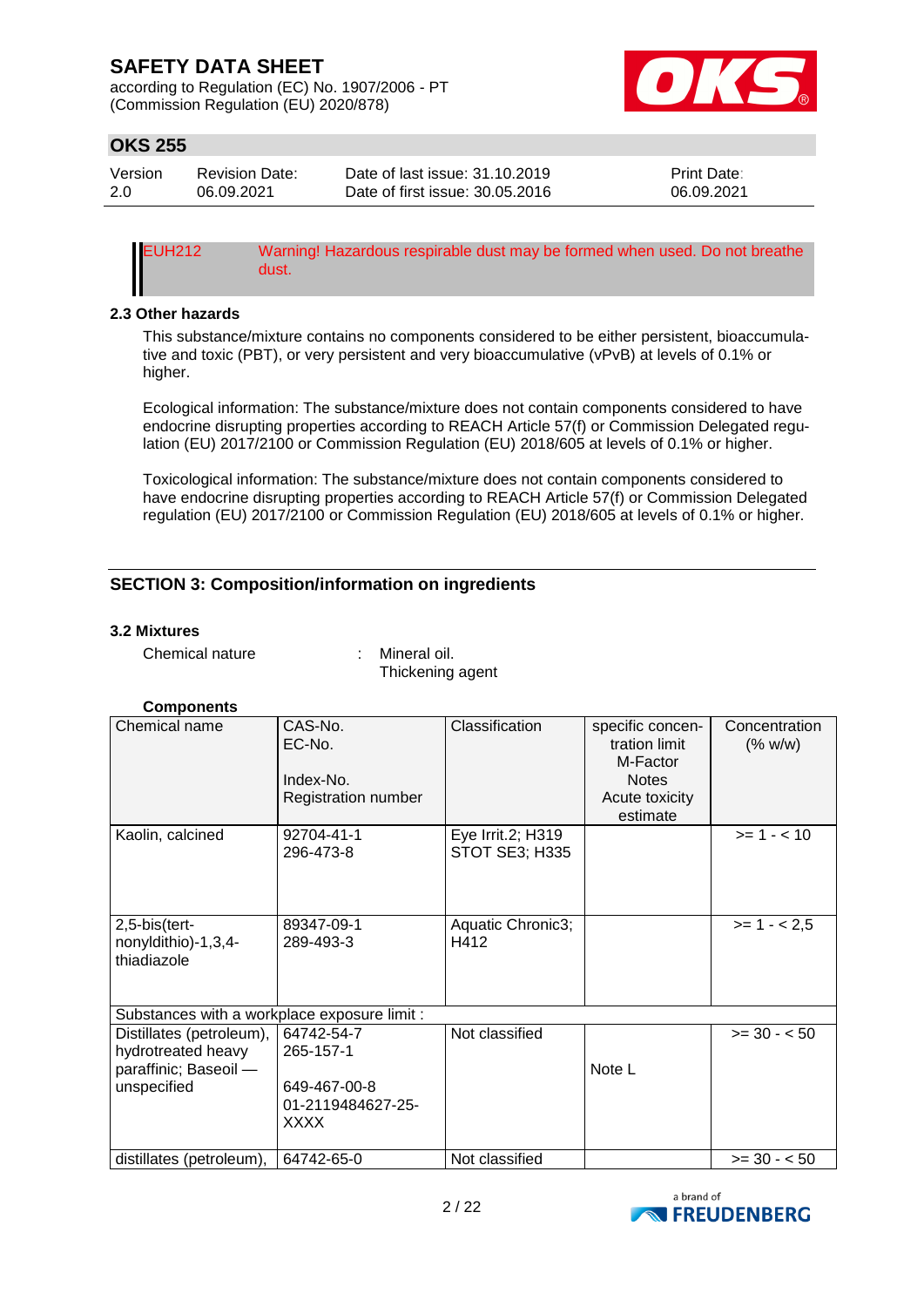| EUH212 | Warning! Hazardous respirable dust may be formed when used. Do not breathe dust. |
|---|---|

### 2.3 Other hazards

This substance/mixture contains no components considered to be either persistent, bioaccumulative and toxic (PBT), or very persistent and very bioaccumulative (vPvB) at levels of 0.1% or higher.

Ecological information: The substance/mixture does not contain components considered to have endocrine disrupting properties according to REACH Article 57(f) or Commission Delegated regulation (EU) 2017/2100 or Commission Regulation (EU) 2018/605 at levels of 0.1% or higher.

Toxicological information: The substance/mixture does not contain components considered to have endocrine disrupting properties according to REACH Article 57(f) or Commission Delegated regulation (EU) 2017/2100 or Commission Regulation (EU) 2018/605 at levels of 0.1% or higher.

## SECTION 3: Composition/information on ingredients

### 3.2 Mixtures

Chemical nature : Mineral oil.
Thickening agent

**Components**

| Chemical name | CAS-No.<br>EC-No.<br><br>Index-No.<br>Registration number | Classification | specific concentration limit<br>M-Factor<br>Notes<br>Acute toxicity estimate | Concentration (% w/w) |
|---|---|---|---|---|
| Kaolin, calcined | 92704-41-1<br>296-473-8 | Eye Irrit.2; H319<br>STOT SE3; H335 | | >= 1 - < 10 |
| 2,5-bis(tert-nonyldithio)-1,3,4-thiadiazole | 89347-09-1<br>289-493-3 | Aquatic Chronic3; H412 | | >= 1 - < 2,5 |
| Substances with a workplace exposure limit : | | | | |
| Distillates (petroleum), hydrotreated heavy paraffinic; Baseoil — unspecified | 64742-54-7<br>265-157-1<br><br>649-467-00-8<br>01-2119484627-25-XXXX | Not classified | Note L | >= 30 - < 50 |
| distillates (petroleum), | 64742-65-0 | Not classified | | >= 30 - < 50 |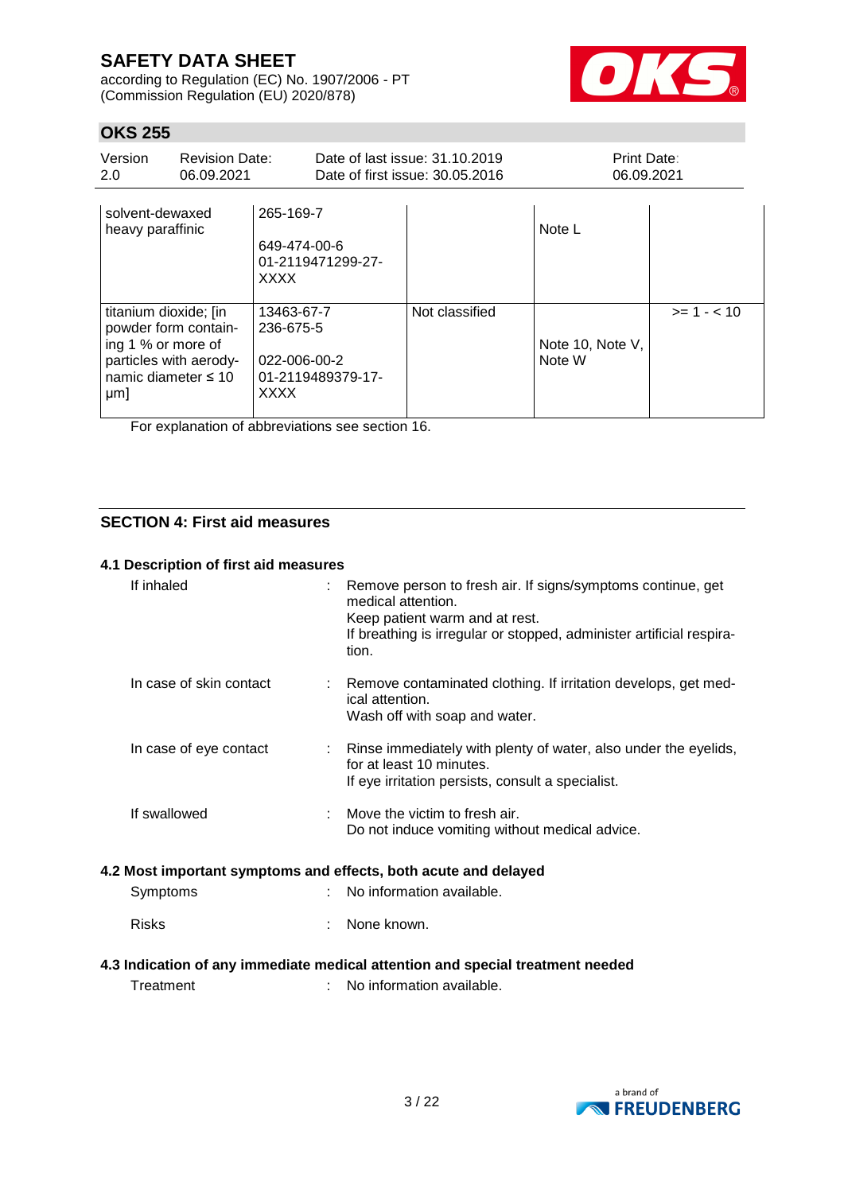| | | | | |
|---|---|---|---|---|
| solvent-dewaxed heavy paraffinic | 265-169-7<br><br>649-474-00-6<br>01-2119471299-27-XXXX | | Note L | |
| titanium dioxide; [in powder form containing 1 % or more of particles with aerodynamic diameter ≤ 10 μm] | 13463-67-7<br>236-675-5<br><br>022-006-00-2<br>01-2119489379-17-XXXX | Not classified | Note 10, Note V, Note W | >= 1 - < 10 |

For explanation of abbreviations see section 16.

## SECTION 4: First aid measures

### 4.1 Description of first aid measures

| | | |
|---|---|---|
| If inhaled | : | Remove person to fresh air. If signs/symptoms continue, get medical attention.<br>Keep patient warm and at rest.<br>If breathing is irregular or stopped, administer artificial respiration. |
| In case of skin contact | : | Remove contaminated clothing. If irritation develops, get medical attention.<br>Wash off with soap and water. |
| In case of eye contact | : | Rinse immediately with plenty of water, also under the eyelids, for at least 10 minutes.<br>If eye irritation persists, consult a specialist. |
| If swallowed | : | Move the victim to fresh air.<br>Do not induce vomiting without medical advice. |

### 4.2 Most important symptoms and effects, both acute and delayed

| | | |
|---|---|---|
| Symptoms | : | No information available. |
| Risks | : | None known. |

### 4.3 Indication of any immediate medical attention and special treatment needed

| | | |
|---|---|---|
| Treatment | : | No information available. |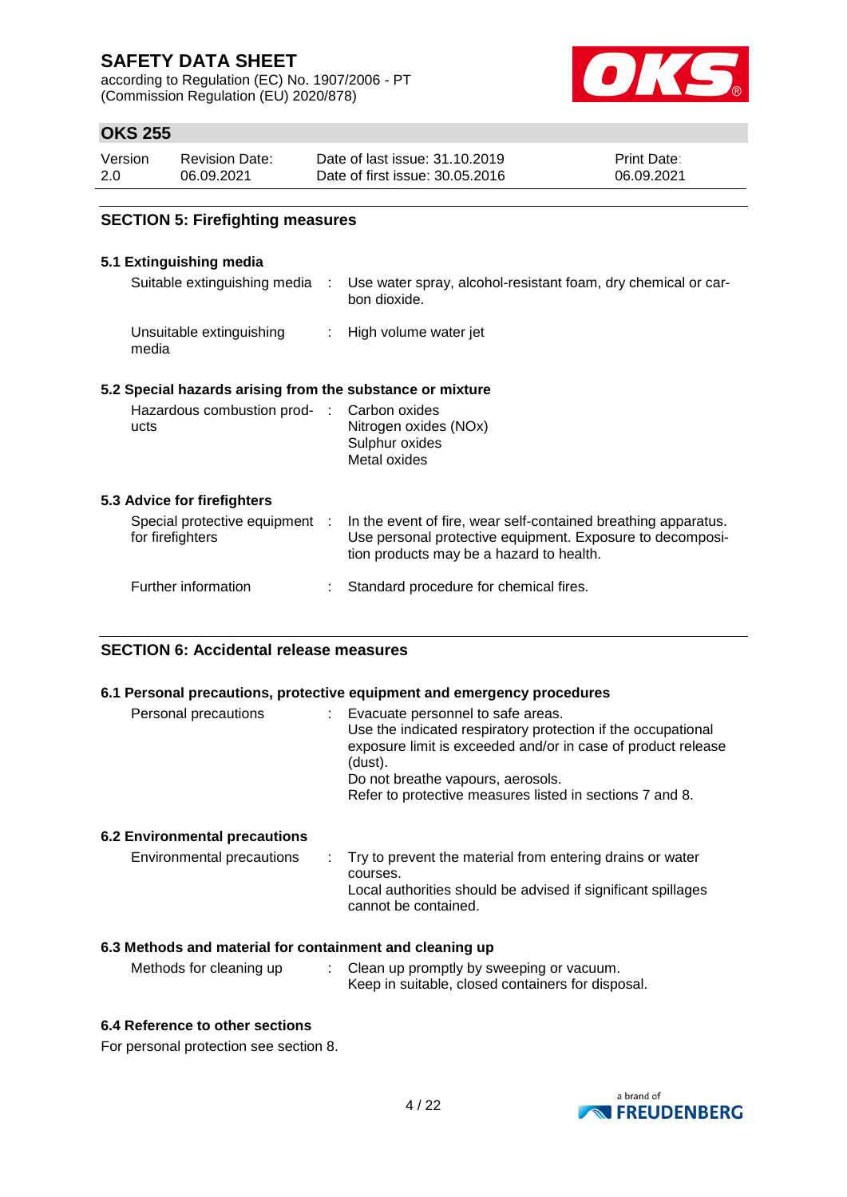## SECTION 5: Firefighting measures

### 5.1 Extinguishing media

| | | |
|---|---|---|
| Suitable extinguishing media | : | Use water spray, alcohol-resistant foam, dry chemical or carbon dioxide. |
| Unsuitable extinguishing media | : | High volume water jet |

### 5.2 Special hazards arising from the substance or mixture

| | | |
|---|---|---|
| Hazardous combustion products | : | Carbon oxides<br>Nitrogen oxides (NOx)<br>Sulphur oxides<br>Metal oxides |

### 5.3 Advice for firefighters

| | | |
|---|---|---|
| Special protective equipment for firefighters | : | In the event of fire, wear self-contained breathing apparatus. Use personal protective equipment. Exposure to decomposition products may be a hazard to health. |
| Further information | : | Standard procedure for chemical fires. |

## SECTION 6: Accidental release measures

### 6.1 Personal precautions, protective equipment and emergency procedures

| | | |
|---|---|---|
| Personal precautions | : | Evacuate personnel to safe areas.<br>Use the indicated respiratory protection if the occupational exposure limit is exceeded and/or in case of product release (dust).<br>Do not breathe vapours, aerosols.<br>Refer to protective measures listed in sections 7 and 8. |

### 6.2 Environmental precautions

| | | |
|---|---|---|
| Environmental precautions | : | Try to prevent the material from entering drains or water courses.<br>Local authorities should be advised if significant spillages cannot be contained. |

### 6.3 Methods and material for containment and cleaning up

| | | |
|---|---|---|
| Methods for cleaning up | : | Clean up promptly by sweeping or vacuum.<br>Keep in suitable, closed containers for disposal. |

### 6.4 Reference to other sections

For personal protection see section 8.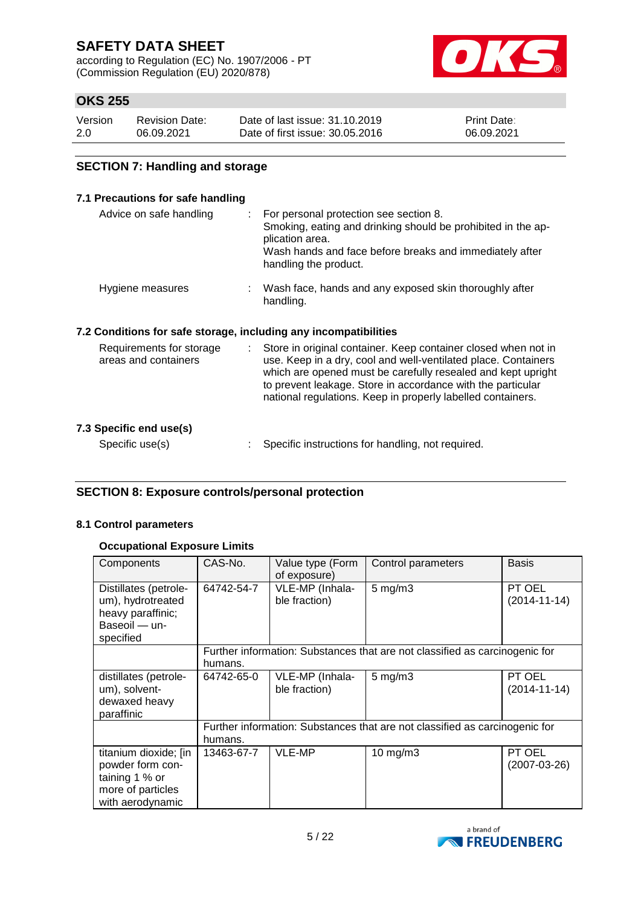## SECTION 7: Handling and storage

### 7.1 Precautions for safe handling

| | | |
|---|---|---|
| Advice on safe handling | : | For personal protection see section 8.<br>Smoking, eating and drinking should be prohibited in the application area.<br>Wash hands and face before breaks and immediately after handling the product. |
| Hygiene measures | : | Wash face, hands and any exposed skin thoroughly after handling. |

### 7.2 Conditions for safe storage, including any incompatibilities

| | | |
|---|---|---|
| Requirements for storage areas and containers | : | Store in original container. Keep container closed when not in use. Keep in a dry, cool and well-ventilated place. Containers which are opened must be carefully resealed and kept upright to prevent leakage. Store in accordance with the particular national regulations. Keep in properly labelled containers. |

### 7.3 Specific end use(s)

| | | |
|---|---|---|
| Specific use(s) | : | Specific instructions for handling, not required. |

## SECTION 8: Exposure controls/personal protection

### 8.1 Control parameters

**Occupational Exposure Limits**

| Components | CAS-No. | Value type (Form of exposure) | Control parameters | Basis |
|---|---|---|---|---|
| Distillates (petroleum), hydrotreated heavy paraffinic; Baseoil — unspecified | 64742-54-7 | VLE-MP (Inhalable fraction) | 5 mg/m3 | PT OEL (2014-11-14) |
| | Further information: Substances that are not classified as carcinogenic for humans. | | | |
| distillates (petroleum), solvent-dewaxed heavy paraffinic | 64742-65-0 | VLE-MP (Inhalable fraction) | 5 mg/m3 | PT OEL (2014-11-14) |
| | Further information: Substances that are not classified as carcinogenic for humans. | | | |
| titanium dioxide; [in powder form containing 1 % or more of particles with aerodynamic | 13463-67-7 | VLE-MP | 10 mg/m3 | PT OEL (2007-03-26) |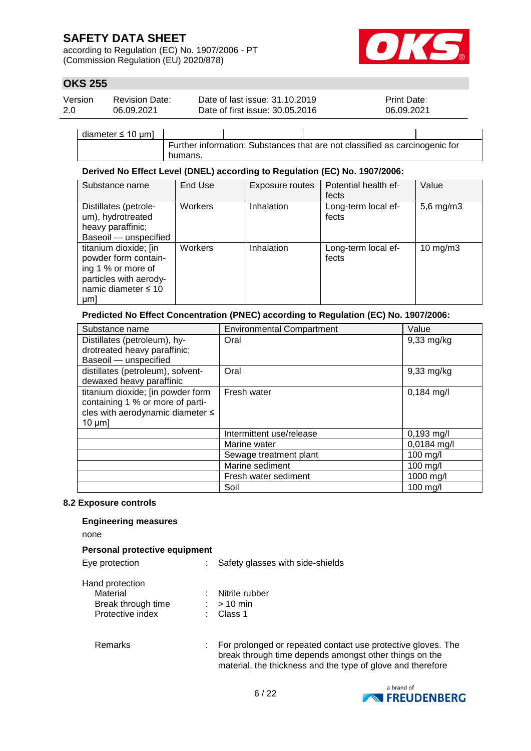| diameter ≤ 10 µm] | | | | |
|---|---|---|---|---|
| | Further information: Substances that are not classified as carcinogenic for humans. | | | |

**Derived No Effect Level (DNEL) according to Regulation (EC) No. 1907/2006:**

| Substance name | End Use | Exposure routes | Potential health effects | Value |
|---|---|---|---|---|
| Distillates (petroleum), hydrotreated heavy paraffinic; Baseoil — unspecified | Workers | Inhalation | Long-term local effects | 5,6 mg/m3 |
| titanium dioxide; [in powder form containing 1 % or more of particles with aerodynamic diameter ≤ 10 µm] | Workers | Inhalation | Long-term local effects | 10 mg/m3 |

**Predicted No Effect Concentration (PNEC) according to Regulation (EC) No. 1907/2006:**

| Substance name | Environmental Compartment | Value |
|---|---|---|
| Distillates (petroleum), hydrotreated heavy paraffinic; Baseoil — unspecified | Oral | 9,33 mg/kg |
| distillates (petroleum), solvent-dewaxed heavy paraffinic | Oral | 9,33 mg/kg |
| titanium dioxide; [in powder form containing 1 % or more of particles with aerodynamic diameter ≤ 10 µm] | Fresh water | 0,184 mg/l |
| | Intermittent use/release | 0,193 mg/l |
| | Marine water | 0,0184 mg/l |
| | Sewage treatment plant | 100 mg/l |
| | Marine sediment | 100 mg/l |
| | Fresh water sediment | 1000 mg/l |
| | Soil | 100 mg/l |

### 8.2 Exposure controls

**Engineering measures**

none

**Personal protective equipment**

Eye protection : Safety glasses with side-shields

Hand protection
- Material : Nitrile rubber
- Break through time : > 10 min
- Protective index : Class 1

Remarks : For prolonged or repeated contact use protective gloves. The break through time depends amongst other things on the material, the thickness and the type of glove and therefore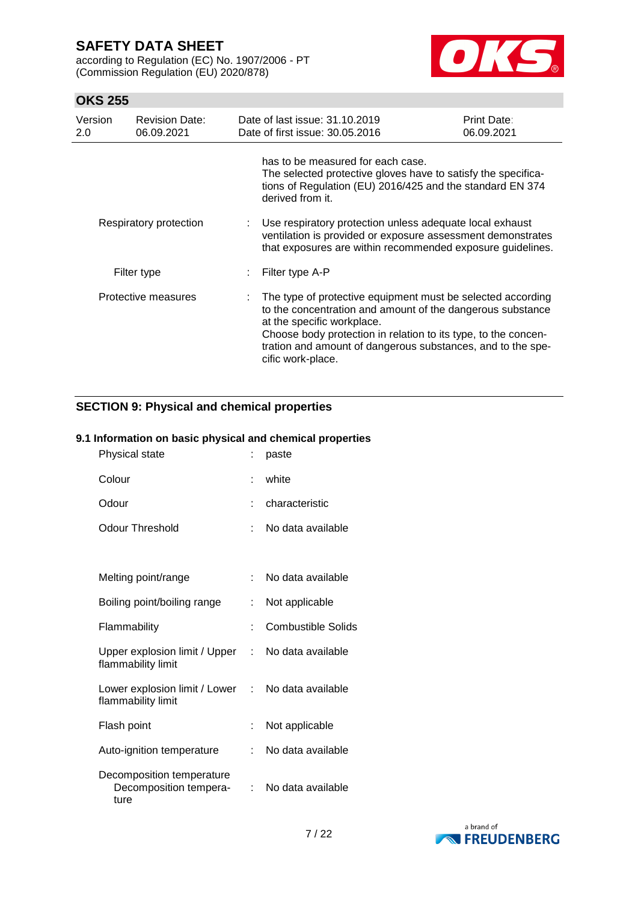has to be measured for each case.
The selected protective gloves have to satisfy the specifications of Regulation (EU) 2016/425 and the standard EN 374 derived from it.

| | | |
|---|---|---|
| Respiratory protection | : | Use respiratory protection unless adequate local exhaust ventilation is provided or exposure assessment demonstrates that exposures are within recommended exposure guidelines. |
| Filter type | : | Filter type A-P |
| Protective measures | : | The type of protective equipment must be selected according to the concentration and amount of the dangerous substance at the specific workplace. Choose body protection in relation to its type, to the concentration and amount of dangerous substances, and to the specific work-place. |

## SECTION 9: Physical and chemical properties

### 9.1 Information on basic physical and chemical properties

| | | |
|---|---|---|
| Physical state | : | paste |
| Colour | : | white |
| Odour | : | characteristic |
| Odour Threshold | : | No data available |
| Melting point/range | : | No data available |
| Boiling point/boiling range | : | Not applicable |
| Flammability | : | Combustible Solids |
| Upper explosion limit / Upper flammability limit | : | No data available |
| Lower explosion limit / Lower flammability limit | : | No data available |
| Flash point | : | Not applicable |
| Auto-ignition temperature | : | No data available |
| Decomposition temperature<br>Decomposition temperature | : | No data available |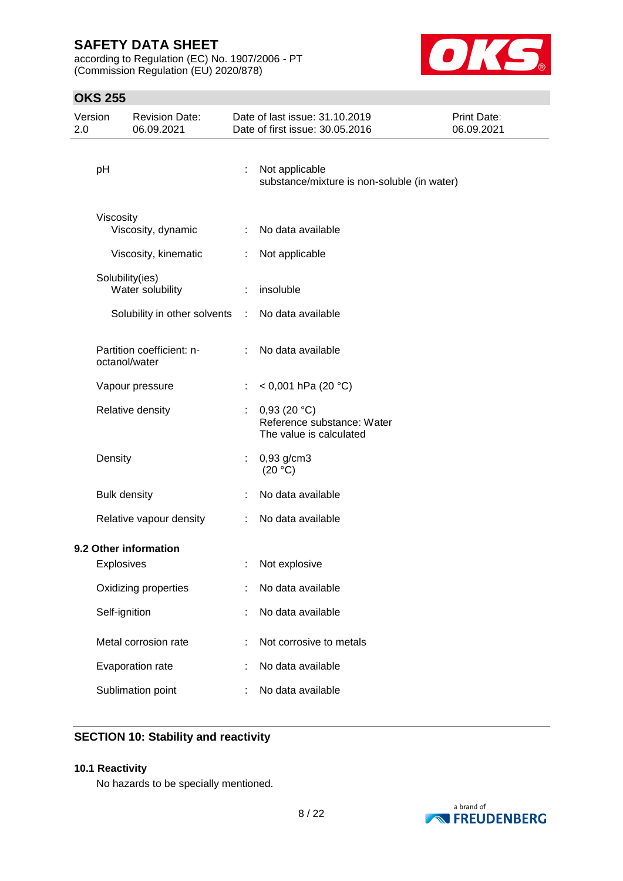| | | |
|---|---|---|
| pH | : | Not applicable<br>substance/mixture is non-soluble (in water) |
| Viscosity | | |
| Viscosity, dynamic | : | No data available |
| Viscosity, kinematic | : | Not applicable |
| Solubility(ies) | | |
| Water solubility | : | insoluble |
| Solubility in other solvents | : | No data available |
| Partition coefficient: n-octanol/water | : | No data available |
| Vapour pressure | : | < 0,001 hPa (20 °C) |
| Relative density | : | 0,93 (20 °C)<br>Reference substance: Water<br>The value is calculated |
| Density | : | 0,93 g/cm3<br>(20 °C) |
| Bulk density | : | No data available |
| Relative vapour density | : | No data available |

**9.2 Other information**

| | | |
|---|---|---|
| Explosives | : | Not explosive |
| Oxidizing properties | : | No data available |
| Self-ignition | : | No data available |
| Metal corrosion rate | : | Not corrosive to metals |
| Evaporation rate | : | No data available |
| Sublimation point | : | No data available |

## SECTION 10: Stability and reactivity

**10.1 Reactivity**

No hazards to be specially mentioned.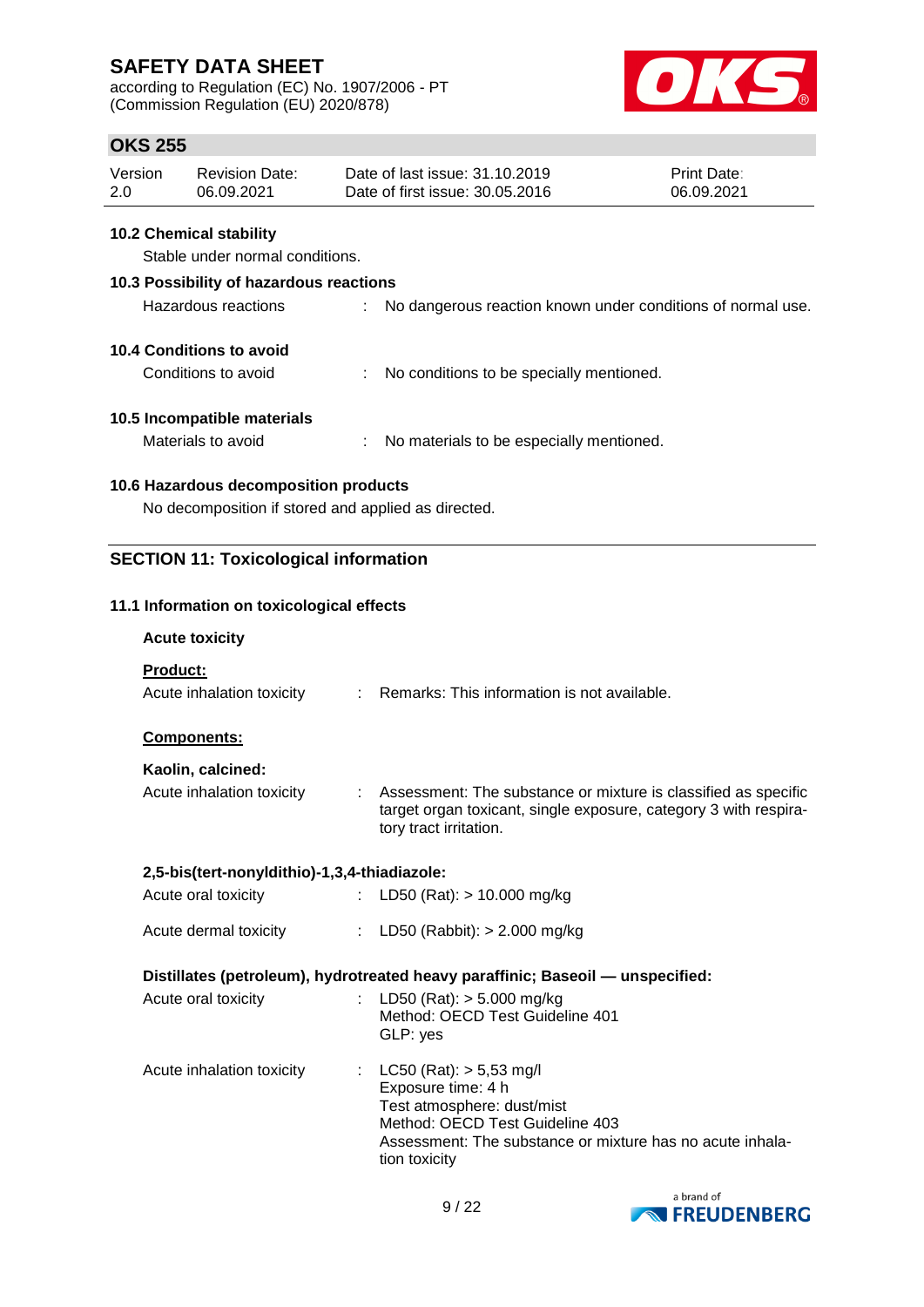### 10.2 Chemical stability

Stable under normal conditions.

### 10.3 Possibility of hazardous reactions

Hazardous reactions : No dangerous reaction known under conditions of normal use.

### 10.4 Conditions to avoid

Conditions to avoid : No conditions to be specially mentioned.

### 10.5 Incompatible materials

Materials to avoid : No materials to be especially mentioned.

### 10.6 Hazardous decomposition products

No decomposition if stored and applied as directed.

## SECTION 11: Toxicological information

### 11.1 Information on toxicological effects

**Acute toxicity**

**Product:**

Acute inhalation toxicity : Remarks: This information is not available.

**Components:**

**Kaolin, calcined:**

Acute inhalation toxicity : Assessment: The substance or mixture is classified as specific target organ toxicant, single exposure, category 3 with respiratory tract irritation.

**2,5-bis(tert-nonyldithio)-1,3,4-thiadiazole:**

Acute oral toxicity : LD50 (Rat): > 10.000 mg/kg

Acute dermal toxicity : LD50 (Rabbit): > 2.000 mg/kg

**Distillates (petroleum), hydrotreated heavy paraffinic; Baseoil — unspecified:**

Acute oral toxicity : LD50 (Rat): > 5.000 mg/kg
Method: OECD Test Guideline 401
GLP: yes

Acute inhalation toxicity : LC50 (Rat): > 5,53 mg/l
Exposure time: 4 h
Test atmosphere: dust/mist
Method: OECD Test Guideline 403
Assessment: The substance or mixture has no acute inhalation toxicity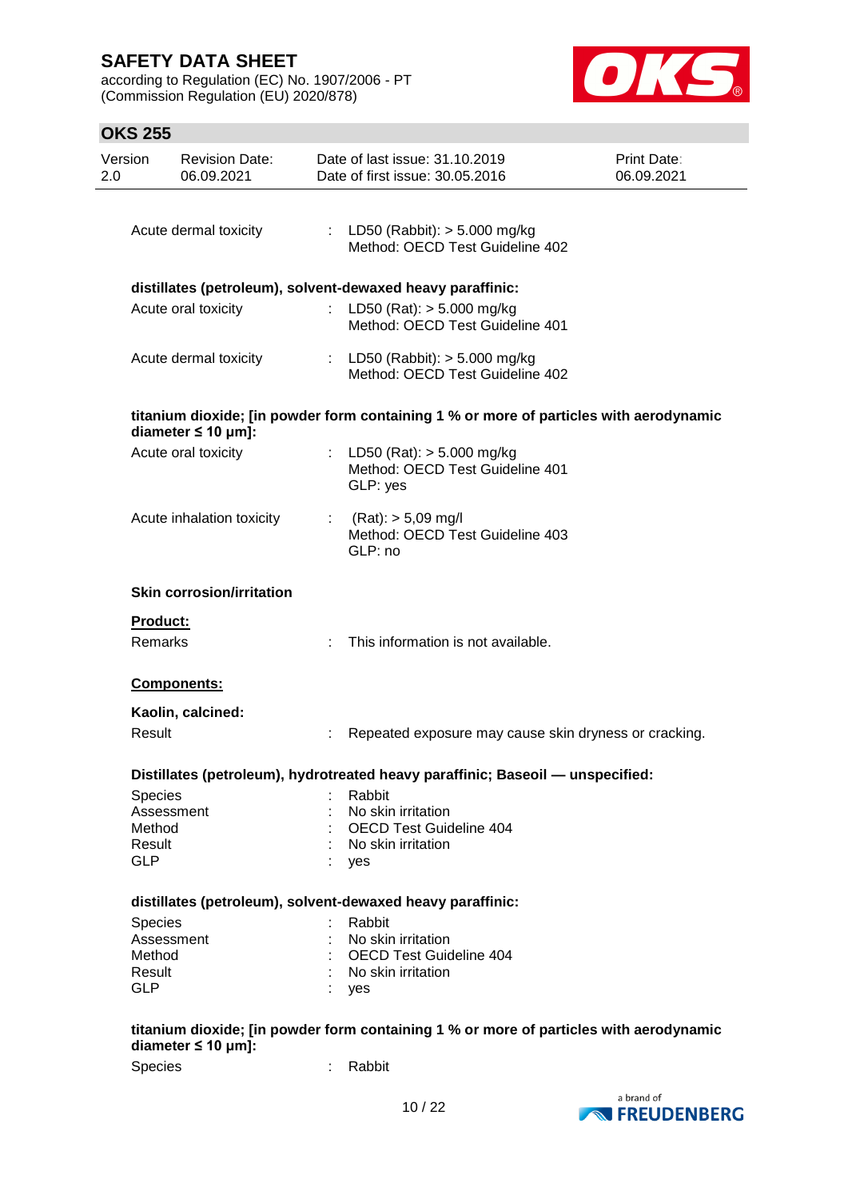Acute dermal toxicity : LD50 (Rabbit): > 5.000 mg/kg
Method: OECD Test Guideline 402

**distillates (petroleum), solvent-dewaxed heavy paraffinic:**

Acute oral toxicity : LD50 (Rat): > 5.000 mg/kg
Method: OECD Test Guideline 401

Acute dermal toxicity : LD50 (Rabbit): > 5.000 mg/kg
Method: OECD Test Guideline 402

**titanium dioxide; [in powder form containing 1 % or more of particles with aerodynamic diameter ≤ 10 μm]:**

Acute oral toxicity : LD50 (Rat): > 5.000 mg/kg
Method: OECD Test Guideline 401
GLP: yes

Acute inhalation toxicity : (Rat): > 5,09 mg/l
Method: OECD Test Guideline 403
GLP: no

**Skin corrosion/irritation**

**Product:**

Remarks : This information is not available.

**Components:**

**Kaolin, calcined:**

Result : Repeated exposure may cause skin dryness or cracking.

**Distillates (petroleum), hydrotreated heavy paraffinic; Baseoil — unspecified:**

Species : Rabbit
Assessment : No skin irritation
Method : OECD Test Guideline 404
Result : No skin irritation
GLP : yes

**distillates (petroleum), solvent-dewaxed heavy paraffinic:**

Species : Rabbit
Assessment : No skin irritation
Method : OECD Test Guideline 404
Result : No skin irritation
GLP : yes

**titanium dioxide; [in powder form containing 1 % or more of particles with aerodynamic diameter ≤ 10 μm]:**

Species : Rabbit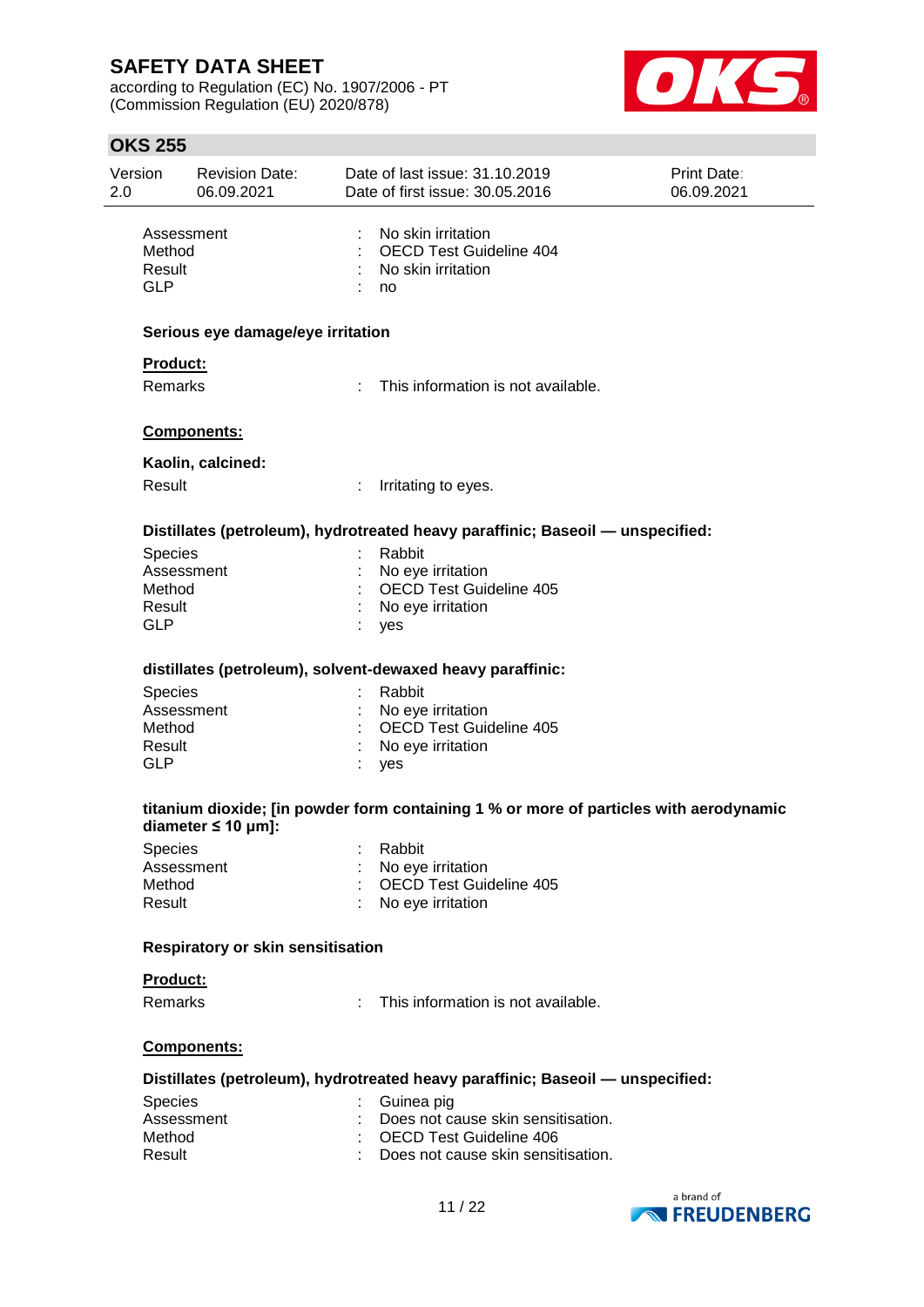Assessment : No skin irritation
Method : OECD Test Guideline 404
Result : No skin irritation
GLP : no

**Serious eye damage/eye irritation**

**Product:**

Remarks : This information is not available.

**Components:**

**Kaolin, calcined:**

Result : Irritating to eyes.

**Distillates (petroleum), hydrotreated heavy paraffinic; Baseoil — unspecified:**

Species : Rabbit
Assessment : No eye irritation
Method : OECD Test Guideline 405
Result : No eye irritation
GLP : yes

**distillates (petroleum), solvent-dewaxed heavy paraffinic:**

Species : Rabbit
Assessment : No eye irritation
Method : OECD Test Guideline 405
Result : No eye irritation
GLP : yes

**titanium dioxide; [in powder form containing 1 % or more of particles with aerodynamic diameter ≤ 10 μm]:**

Species : Rabbit
Assessment : No eye irritation
Method : OECD Test Guideline 405
Result : No eye irritation

**Respiratory or skin sensitisation**

**Product:**

Remarks : This information is not available.

**Components:**

**Distillates (petroleum), hydrotreated heavy paraffinic; Baseoil — unspecified:**

Species : Guinea pig
Assessment : Does not cause skin sensitisation.
Method : OECD Test Guideline 406
Result : Does not cause skin sensitisation.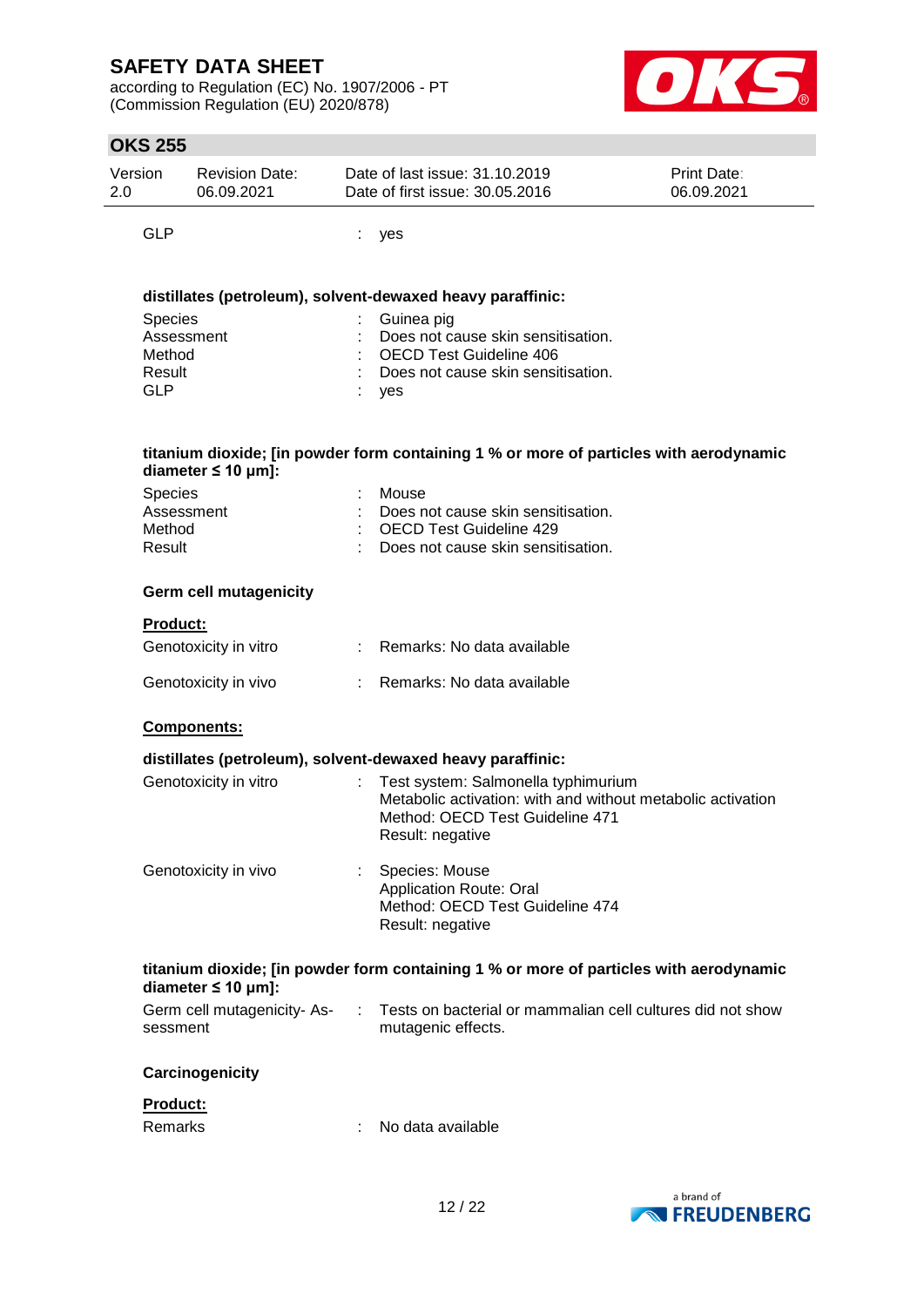| | | |
|---|---|---|
| GLP | : | yes |

**distillates (petroleum), solvent-dewaxed heavy paraffinic:**

| | | |
|---|---|---|
| Species | : | Guinea pig |
| Assessment | : | Does not cause skin sensitisation. |
| Method | : | OECD Test Guideline 406 |
| Result | : | Does not cause skin sensitisation. |
| GLP | : | yes |

**titanium dioxide; [in powder form containing 1 % or more of particles with aerodynamic diameter ≤ 10 μm]:**

| | | |
|---|---|---|
| Species | : | Mouse |
| Assessment | : | Does not cause skin sensitisation. |
| Method | : | OECD Test Guideline 429 |
| Result | : | Does not cause skin sensitisation. |

**Germ cell mutagenicity**

**Product:**

| | | |
|---|---|---|
| Genotoxicity in vitro | : | Remarks: No data available |
| Genotoxicity in vivo | : | Remarks: No data available |

**Components:**

**distillates (petroleum), solvent-dewaxed heavy paraffinic:**

| | | |
|---|---|---|
| Genotoxicity in vitro | : | Test system: Salmonella typhimurium<br>Metabolic activation: with and without metabolic activation<br>Method: OECD Test Guideline 471<br>Result: negative |
| Genotoxicity in vivo | : | Species: Mouse<br>Application Route: Oral<br>Method: OECD Test Guideline 474<br>Result: negative |

**titanium dioxide; [in powder form containing 1 % or more of particles with aerodynamic diameter ≤ 10 μm]:**

| | | |
|---|---|---|
| Germ cell mutagenicity- Assessment | : | Tests on bacterial or mammalian cell cultures did not show mutagenic effects. |

**Carcinogenicity**

**Product:**

| | | |
|---|---|---|
| Remarks | : | No data available |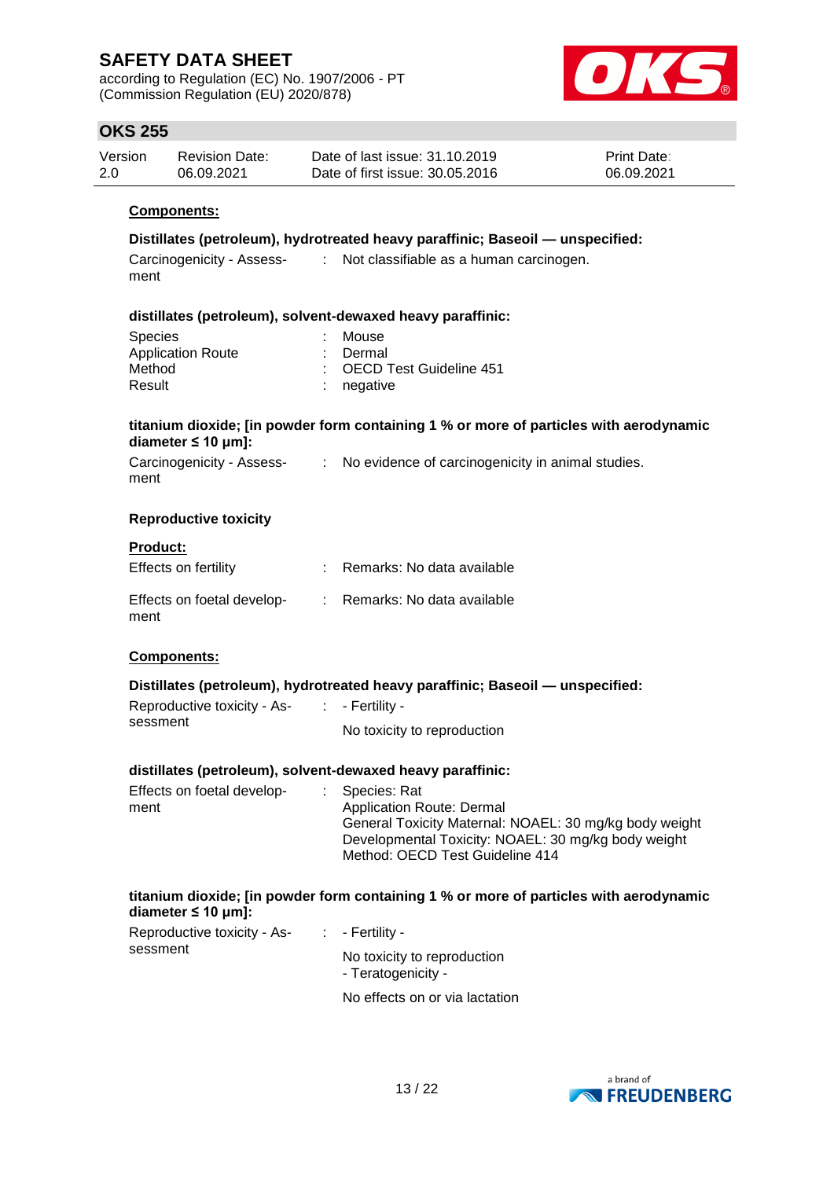**Components:**

**Distillates (petroleum), hydrotreated heavy paraffinic; Baseoil — unspecified:**

| | | |
|---|---|---|
| Carcinogenicity - Assessment | : | Not classifiable as a human carcinogen. |

**distillates (petroleum), solvent-dewaxed heavy paraffinic:**

| | | |
|---|---|---|
| Species | : | Mouse |
| Application Route | : | Dermal |
| Method | : | OECD Test Guideline 451 |
| Result | : | negative |

**titanium dioxide; [in powder form containing 1 % or more of particles with aerodynamic diameter ≤ 10 μm]:**

| | | |
|---|---|---|
| Carcinogenicity - Assessment | : | No evidence of carcinogenicity in animal studies. |

**Reproductive toxicity**

**Product:**

| | | |
|---|---|---|
| Effects on fertility | : | Remarks: No data available |
| Effects on foetal development | : | Remarks: No data available |

**Components:**

**Distillates (petroleum), hydrotreated heavy paraffinic; Baseoil — unspecified:**

| | | |
|---|---|---|
| Reproductive toxicity - Assessment | : | - Fertility -<br><br>No toxicity to reproduction |

**distillates (petroleum), solvent-dewaxed heavy paraffinic:**

| | | |
|---|---|---|
| Effects on foetal development | : | Species: Rat<br>Application Route: Dermal<br>General Toxicity Maternal: NOAEL: 30 mg/kg body weight<br>Developmental Toxicity: NOAEL: 30 mg/kg body weight<br>Method: OECD Test Guideline 414 |

**titanium dioxide; [in powder form containing 1 % or more of particles with aerodynamic diameter ≤ 10 μm]:**

| | | |
|---|---|---|
| Reproductive toxicity - Assessment | : | - Fertility -<br><br>No toxicity to reproduction<br>- Teratogenicity -<br><br>No effects on or via lactation |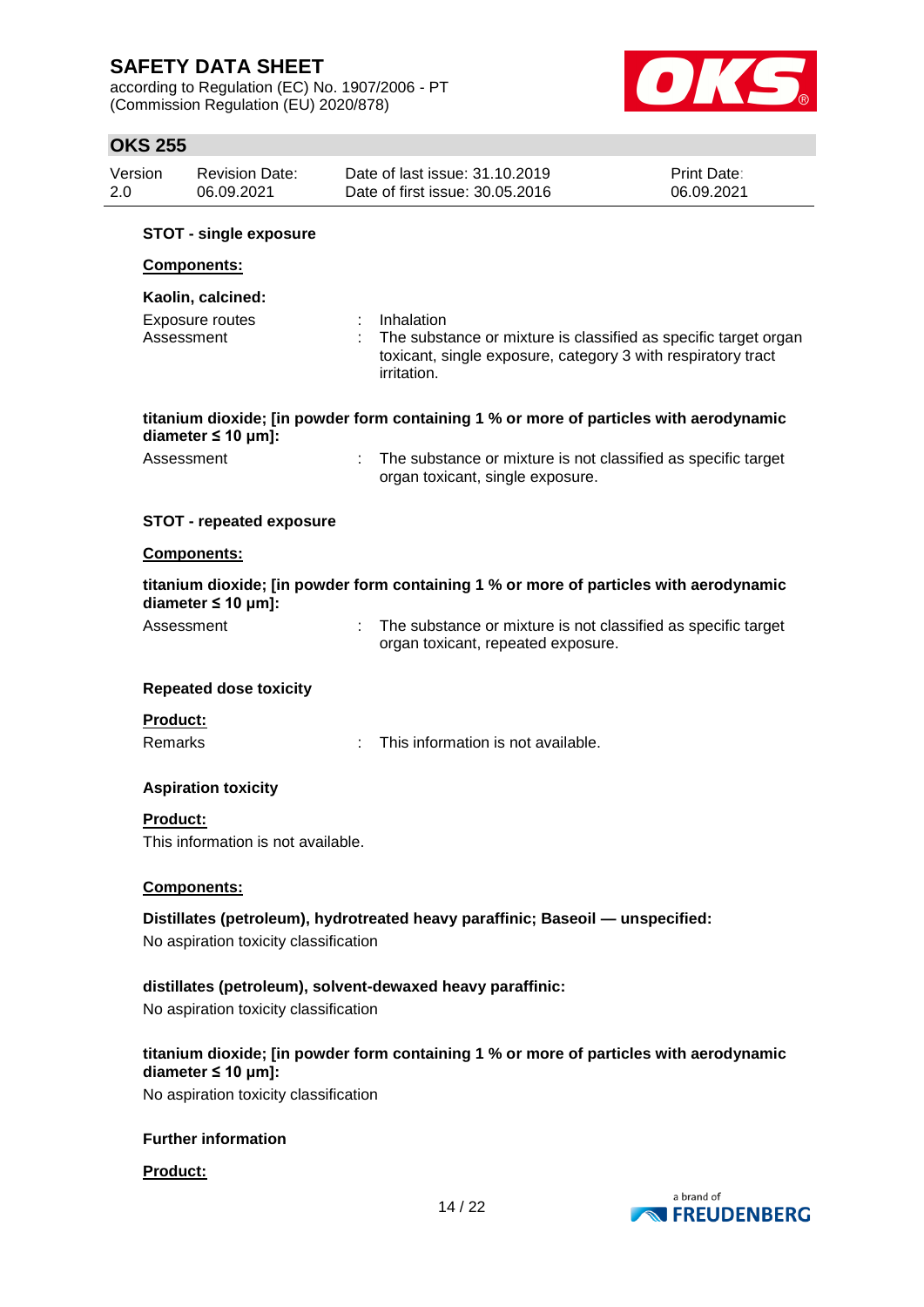**STOT - single exposure**

**Components:**

**Kaolin, calcined:**

Exposure routes : Inhalation

Assessment : The substance or mixture is classified as specific target organ toxicant, single exposure, category 3 with respiratory tract irritation.

**titanium dioxide; [in powder form containing 1 % or more of particles with aerodynamic diameter ≤ 10 μm]:**

Assessment : The substance or mixture is not classified as specific target organ toxicant, single exposure.

**STOT - repeated exposure**

**Components:**

**titanium dioxide; [in powder form containing 1 % or more of particles with aerodynamic diameter ≤ 10 μm]:**

Assessment : The substance or mixture is not classified as specific target organ toxicant, repeated exposure.

**Repeated dose toxicity**

**Product:**

Remarks : This information is not available.

**Aspiration toxicity**

**Product:**

This information is not available.

**Components:**

**Distillates (petroleum), hydrotreated heavy paraffinic; Baseoil — unspecified:**

No aspiration toxicity classification

**distillates (petroleum), solvent-dewaxed heavy paraffinic:**

No aspiration toxicity classification

**titanium dioxide; [in powder form containing 1 % or more of particles with aerodynamic diameter ≤ 10 μm]:**

No aspiration toxicity classification

**Further information**

**Product:**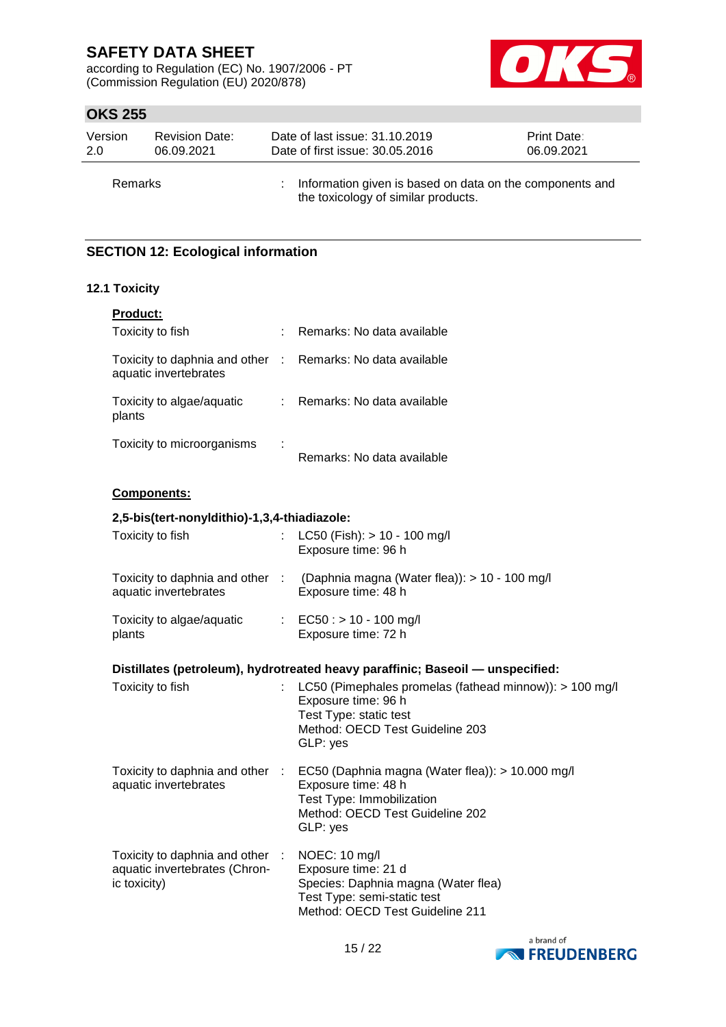Remarks : Information given is based on data on the components and the toxicology of similar products.

## SECTION 12: Ecological information

### 12.1 Toxicity

**Product:**

| | | |
|---|---|---|
| Toxicity to fish | : | Remarks: No data available |
| Toxicity to daphnia and other aquatic invertebrates | : | Remarks: No data available |
| Toxicity to algae/aquatic plants | : | Remarks: No data available |
| Toxicity to microorganisms | : | Remarks: No data available |

**Components:**

**2,5-bis(tert-nonyldithio)-1,3,4-thiadiazole:**

| | | |
|---|---|---|
| Toxicity to fish | : | LC50 (Fish): > 10 - 100 mg/l<br>Exposure time: 96 h |
| Toxicity to daphnia and other aquatic invertebrates | : | (Daphnia magna (Water flea)): > 10 - 100 mg/l<br>Exposure time: 48 h |
| Toxicity to algae/aquatic plants | : | EC50 : > 10 - 100 mg/l<br>Exposure time: 72 h |

**Distillates (petroleum), hydrotreated heavy paraffinic; Baseoil — unspecified:**

| | | |
|---|---|---|
| Toxicity to fish | : | LC50 (Pimephales promelas (fathead minnow)): > 100 mg/l<br>Exposure time: 96 h<br>Test Type: static test<br>Method: OECD Test Guideline 203<br>GLP: yes |
| Toxicity to daphnia and other aquatic invertebrates | : | EC50 (Daphnia magna (Water flea)): > 10.000 mg/l<br>Exposure time: 48 h<br>Test Type: Immobilization<br>Method: OECD Test Guideline 202<br>GLP: yes |
| Toxicity to daphnia and other aquatic invertebrates (Chronic toxicity) | : | NOEC: 10 mg/l<br>Exposure time: 21 d<br>Species: Daphnia magna (Water flea)<br>Test Type: semi-static test<br>Method: OECD Test Guideline 211 |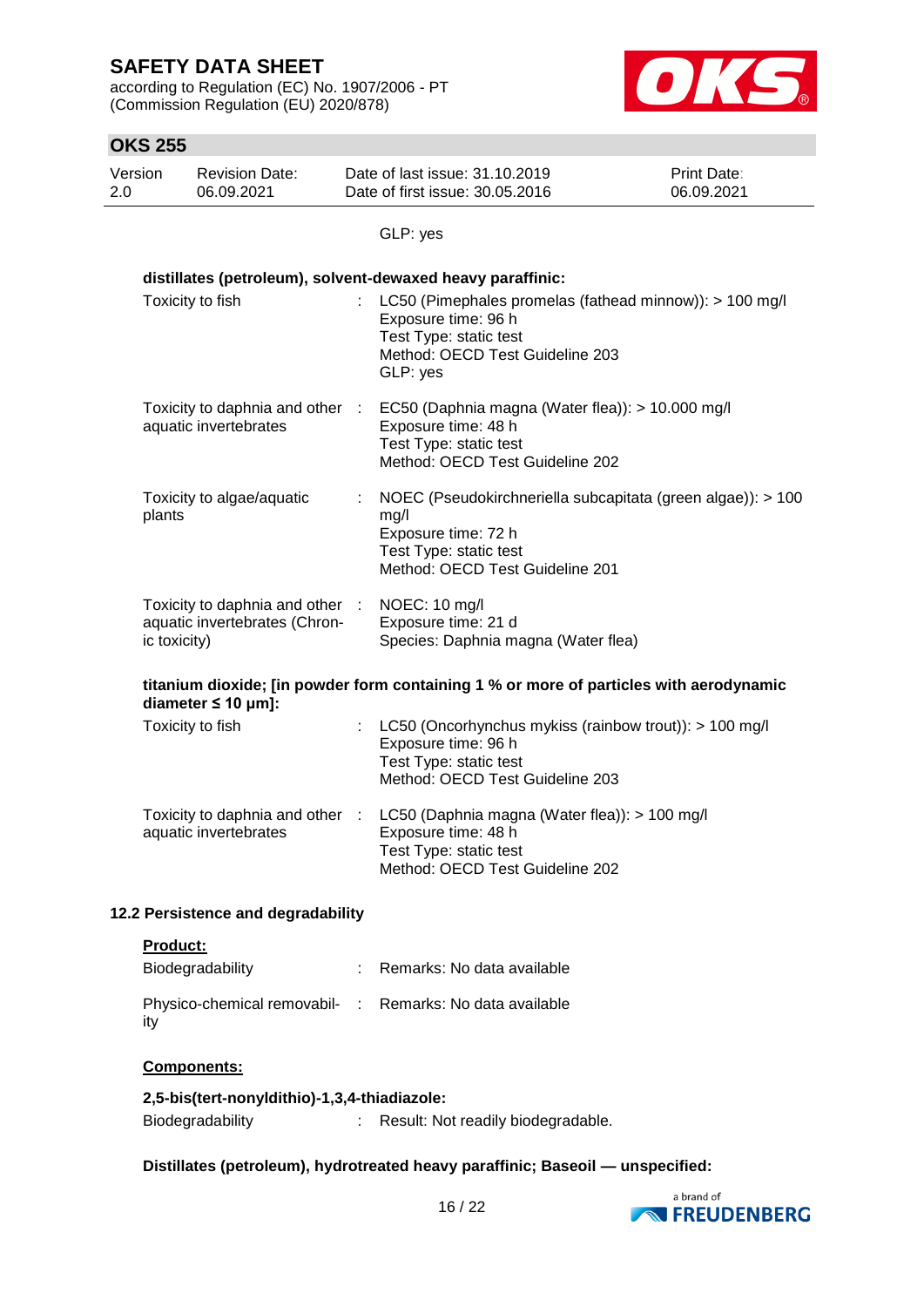GLP: yes

**distillates (petroleum), solvent-dewaxed heavy paraffinic:**

| | | |
|---|---|---|
| Toxicity to fish | : | LC50 (Pimephales promelas (fathead minnow)): > 100 mg/l<br>Exposure time: 96 h<br>Test Type: static test<br>Method: OECD Test Guideline 203<br>GLP: yes |
| Toxicity to daphnia and other aquatic invertebrates | : | EC50 (Daphnia magna (Water flea)): > 10.000 mg/l<br>Exposure time: 48 h<br>Test Type: static test<br>Method: OECD Test Guideline 202 |
| Toxicity to algae/aquatic plants | : | NOEC (Pseudokirchneriella subcapitata (green algae)): > 100 mg/l<br>Exposure time: 72 h<br>Test Type: static test<br>Method: OECD Test Guideline 201 |
| Toxicity to daphnia and other aquatic invertebrates (Chronic toxicity) | : | NOEC: 10 mg/l<br>Exposure time: 21 d<br>Species: Daphnia magna (Water flea) |

**titanium dioxide; [in powder form containing 1 % or more of particles with aerodynamic diameter ≤ 10 μm]:**

| | | |
|---|---|---|
| Toxicity to fish | : | LC50 (Oncorhynchus mykiss (rainbow trout)): > 100 mg/l<br>Exposure time: 96 h<br>Test Type: static test<br>Method: OECD Test Guideline 203 |
| Toxicity to daphnia and other aquatic invertebrates | : | LC50 (Daphnia magna (Water flea)): > 100 mg/l<br>Exposure time: 48 h<br>Test Type: static test<br>Method: OECD Test Guideline 202 |

### 12.2 Persistence and degradability

**Product:**

| | | |
|---|---|---|
| Biodegradability | : | Remarks: No data available |
| Physico-chemical removability | : | Remarks: No data available |

**Components:**

**2,5-bis(tert-nonyldithio)-1,3,4-thiadiazole:**

| | | |
|---|---|---|
| Biodegradability | : | Result: Not readily biodegradable. |

**Distillates (petroleum), hydrotreated heavy paraffinic; Baseoil — unspecified:**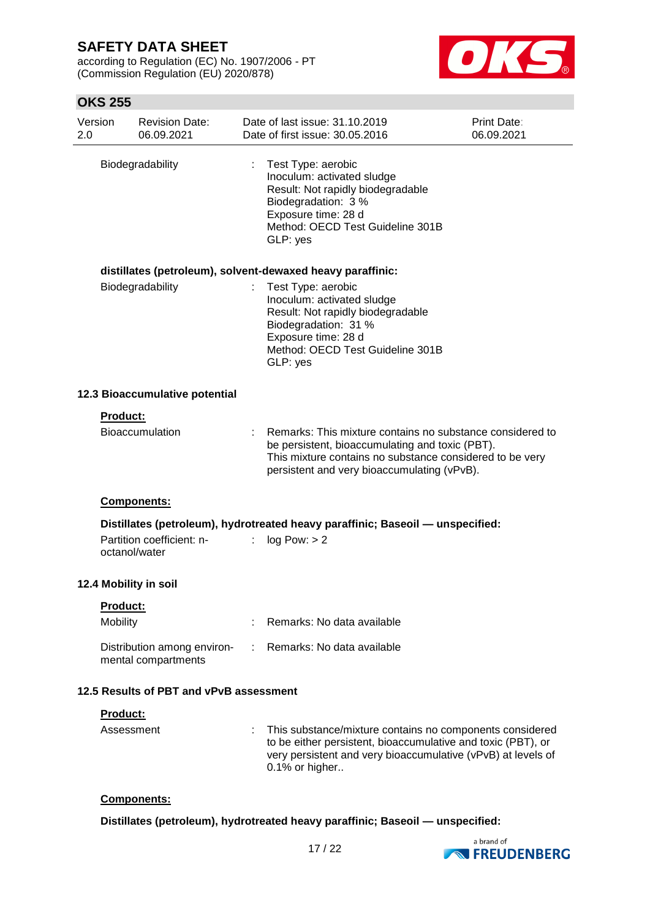Biodegradability : Test Type: aerobic
Inoculum: activated sludge
Result: Not rapidly biodegradable
Biodegradation: 3 %
Exposure time: 28 d
Method: OECD Test Guideline 301B
GLP: yes

**distillates (petroleum), solvent-dewaxed heavy paraffinic:**

Biodegradability : Test Type: aerobic
Inoculum: activated sludge
Result: Not rapidly biodegradable
Biodegradation: 31 %
Exposure time: 28 d
Method: OECD Test Guideline 301B
GLP: yes

### 12.3 Bioaccumulative potential

**Product:**

Bioaccumulation : Remarks: This mixture contains no substance considered to be persistent, bioaccumulating and toxic (PBT).
This mixture contains no substance considered to be very persistent and very bioaccumulating (vPvB).

**Components:**

**Distillates (petroleum), hydrotreated heavy paraffinic; Baseoil — unspecified:**

Partition coefficient: n-octanol/water : log Pow: > 2

### 12.4 Mobility in soil

**Product:**

Mobility : Remarks: No data available

Distribution among environmental compartments : Remarks: No data available

### 12.5 Results of PBT and vPvB assessment

**Product:**

Assessment : This substance/mixture contains no components considered to be either persistent, bioaccumulative and toxic (PBT), or very persistent and very bioaccumulative (vPvB) at levels of 0.1% or higher..

**Components:**

**Distillates (petroleum), hydrotreated heavy paraffinic; Baseoil — unspecified:**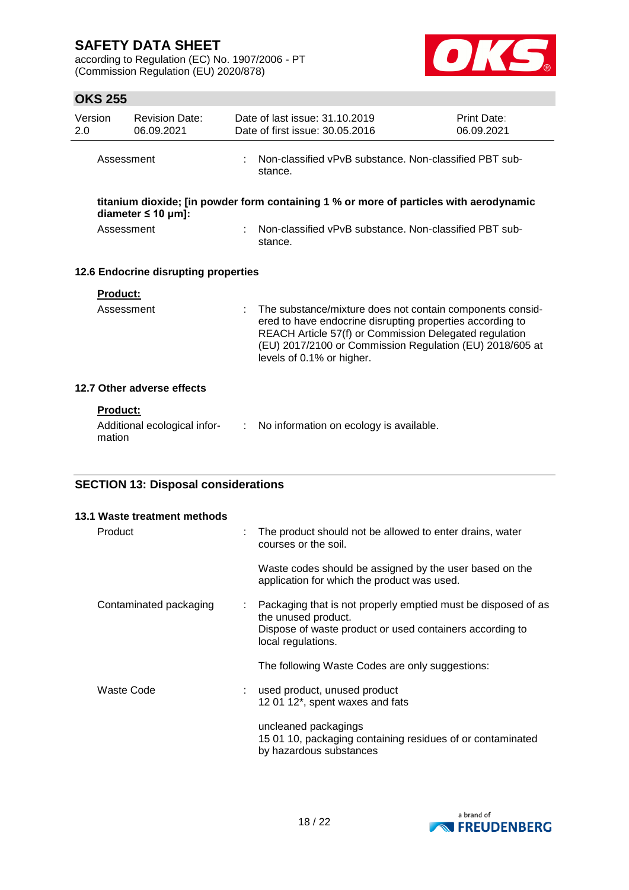| | | |
|---|---|---|
| Assessment | : | Non-classified vPvB substance. Non-classified PBT substance. |

**titanium dioxide; [in powder form containing 1 % or more of particles with aerodynamic diameter ≤ 10 μm]:**

| | | |
|---|---|---|
| Assessment | : | Non-classified vPvB substance. Non-classified PBT substance. |

### 12.6 Endocrine disrupting properties

**Product:**

| | | |
|---|---|---|
| Assessment | : | The substance/mixture does not contain components considered to have endocrine disrupting properties according to REACH Article 57(f) or Commission Delegated regulation (EU) 2017/2100 or Commission Regulation (EU) 2018/605 at levels of 0.1% or higher. |

### 12.7 Other adverse effects

**Product:**

| | | |
|---|---|---|
| Additional ecological information | : | No information on ecology is available. |

## SECTION 13: Disposal considerations

### 13.1 Waste treatment methods

| | | |
|---|---|---|
| Product | : | The product should not be allowed to enter drains, water courses or the soil.<br><br>Waste codes should be assigned by the user based on the application for which the product was used. |
| Contaminated packaging | : | Packaging that is not properly emptied must be disposed of as the unused product.<br>Dispose of waste product or used containers according to local regulations.<br><br>The following Waste Codes are only suggestions: |
| Waste Code | : | used product, unused product<br>12 01 12*, spent waxes and fats<br><br>uncleaned packagings<br>15 01 10, packaging containing residues of or contaminated by hazardous substances |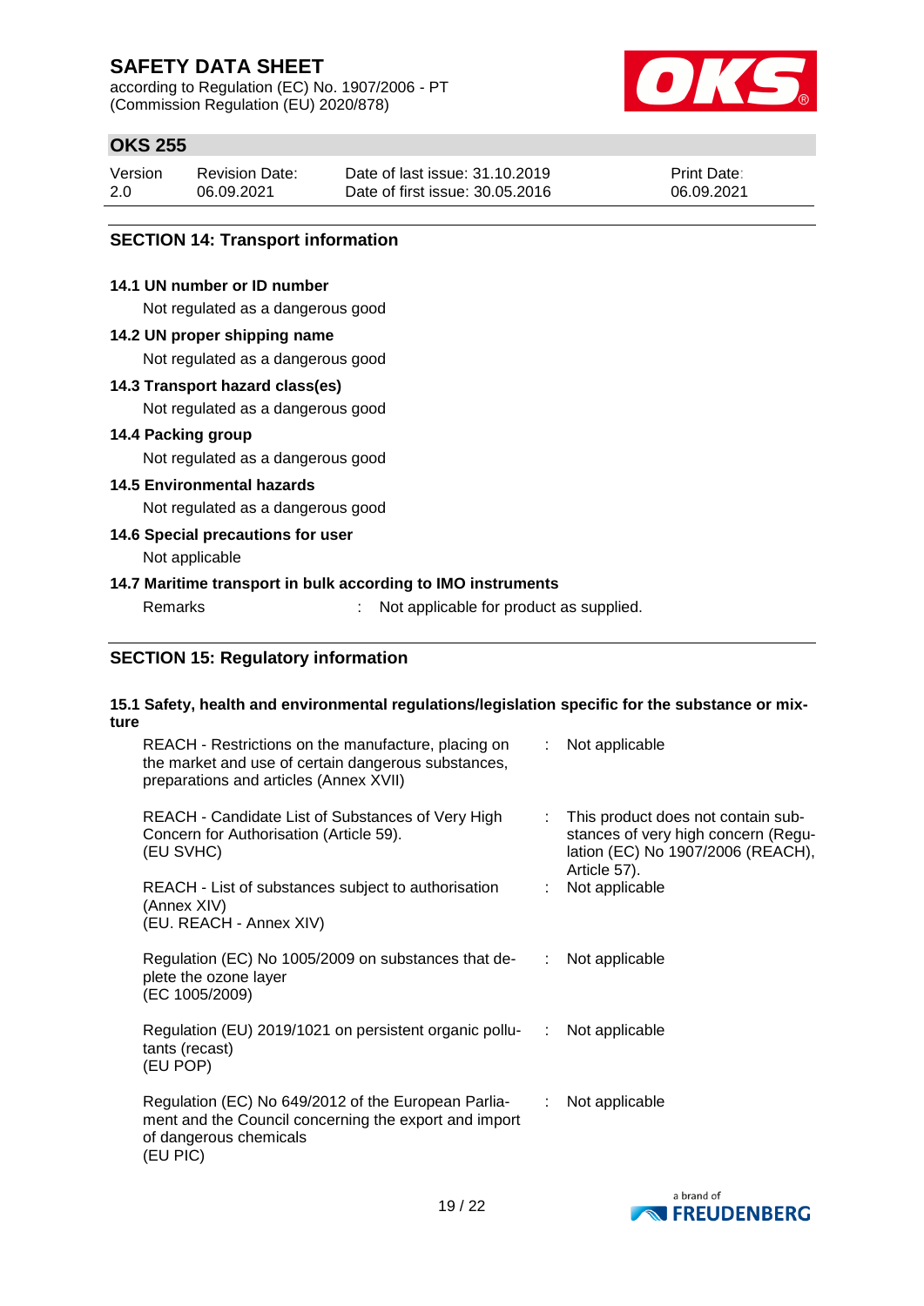## SECTION 14: Transport information

**14.1 UN number or ID number**

Not regulated as a dangerous good

**14.2 UN proper shipping name**

Not regulated as a dangerous good

**14.3 Transport hazard class(es)**

Not regulated as a dangerous good

**14.4 Packing group**

Not regulated as a dangerous good

**14.5 Environmental hazards**

Not regulated as a dangerous good

**14.6 Special precautions for user**

Not applicable

**14.7 Maritime transport in bulk according to IMO instruments**

Remarks : Not applicable for product as supplied.

## SECTION 15: Regulatory information

**15.1 Safety, health and environmental regulations/legislation specific for the substance or mixture**

| | | |
|---|---|---|
| REACH - Restrictions on the manufacture, placing on the market and use of certain dangerous substances, preparations and articles (Annex XVII) | : | Not applicable |
| REACH - Candidate List of Substances of Very High Concern for Authorisation (Article 59). (EU SVHC) | : | This product does not contain substances of very high concern (Regulation (EC) No 1907/2006 (REACH), Article 57). |
| REACH - List of substances subject to authorisation (Annex XIV) (EU. REACH - Annex XIV) | : | Not applicable |
| Regulation (EC) No 1005/2009 on substances that deplete the ozone layer (EC 1005/2009) | : | Not applicable |
| Regulation (EU) 2019/1021 on persistent organic pollutants (recast) (EU POP) | : | Not applicable |
| Regulation (EC) No 649/2012 of the European Parliament and the Council concerning the export and import of dangerous chemicals (EU PIC) | : | Not applicable |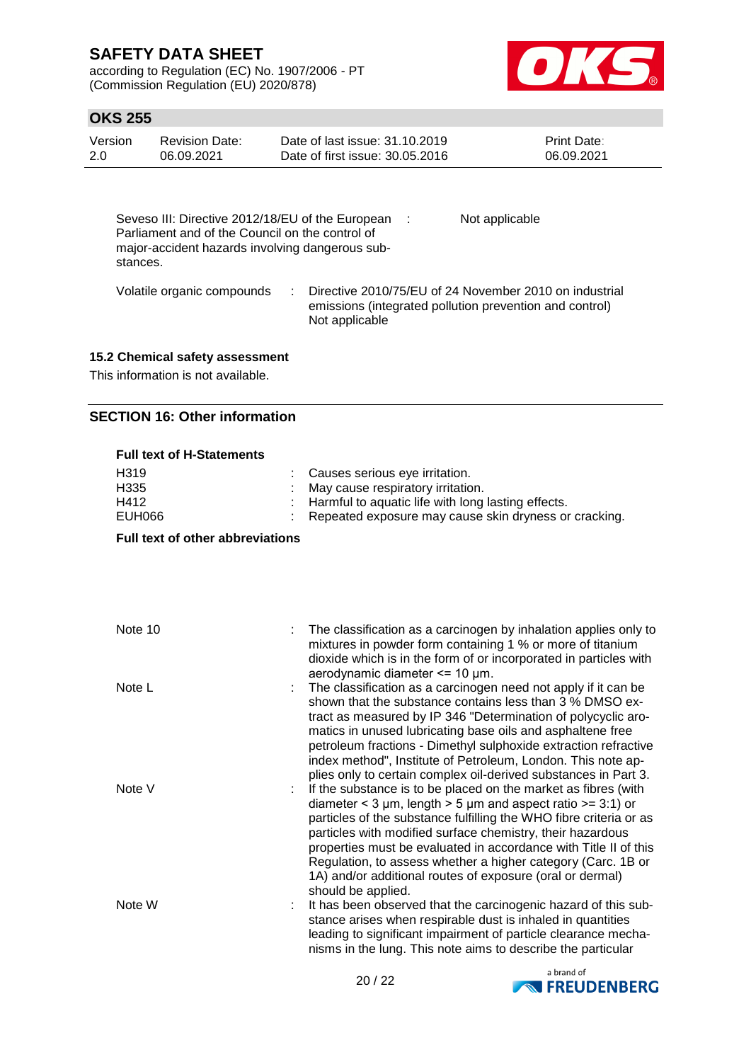| | | |
|---|---|---|
| Seveso III: Directive 2012/18/EU of the European Parliament and of the Council on the control of major-accident hazards involving dangerous substances. | : | Not applicable |
| Volatile organic compounds | : | Directive 2010/75/EU of 24 November 2010 on industrial emissions (integrated pollution prevention and control) Not applicable |

### 15.2 Chemical safety assessment

This information is not available.

## SECTION 16: Other information

**Full text of H-Statements**

| | | |
|---|---|---|
| H319 | : | Causes serious eye irritation. |
| H335 | : | May cause respiratory irritation. |
| H412 | : | Harmful to aquatic life with long lasting effects. |
| EUH066 | : | Repeated exposure may cause skin dryness or cracking. |

**Full text of other abbreviations**

| | | |
|---|---|---|
| Note 10 | : | The classification as a carcinogen by inhalation applies only to mixtures in powder form containing 1 % or more of titanium dioxide which is in the form of or incorporated in particles with aerodynamic diameter <= 10 µm. |
| Note L | : | The classification as a carcinogen need not apply if it can be shown that the substance contains less than 3 % DMSO extract as measured by IP 346 "Determination of polycyclic aromatics in unused lubricating base oils and asphaltene free petroleum fractions - Dimethyl sulphoxide extraction refractive index method", Institute of Petroleum, London. This note applies only to certain complex oil-derived substances in Part 3. |
| Note V | : | If the substance is to be placed on the market as fibres (with diameter < 3 µm, length > 5 µm and aspect ratio >= 3:1) or particles of the substance fulfilling the WHO fibre criteria or as particles with modified surface chemistry, their hazardous properties must be evaluated in accordance with Title II of this Regulation, to assess whether a higher category (Carc. 1B or 1A) and/or additional routes of exposure (oral or dermal) should be applied. |
| Note W | : | It has been observed that the carcinogenic hazard of this substance arises when respirable dust is inhaled in quantities leading to significant impairment of particle clearance mechanisms in the lung. This note aims to describe the particular |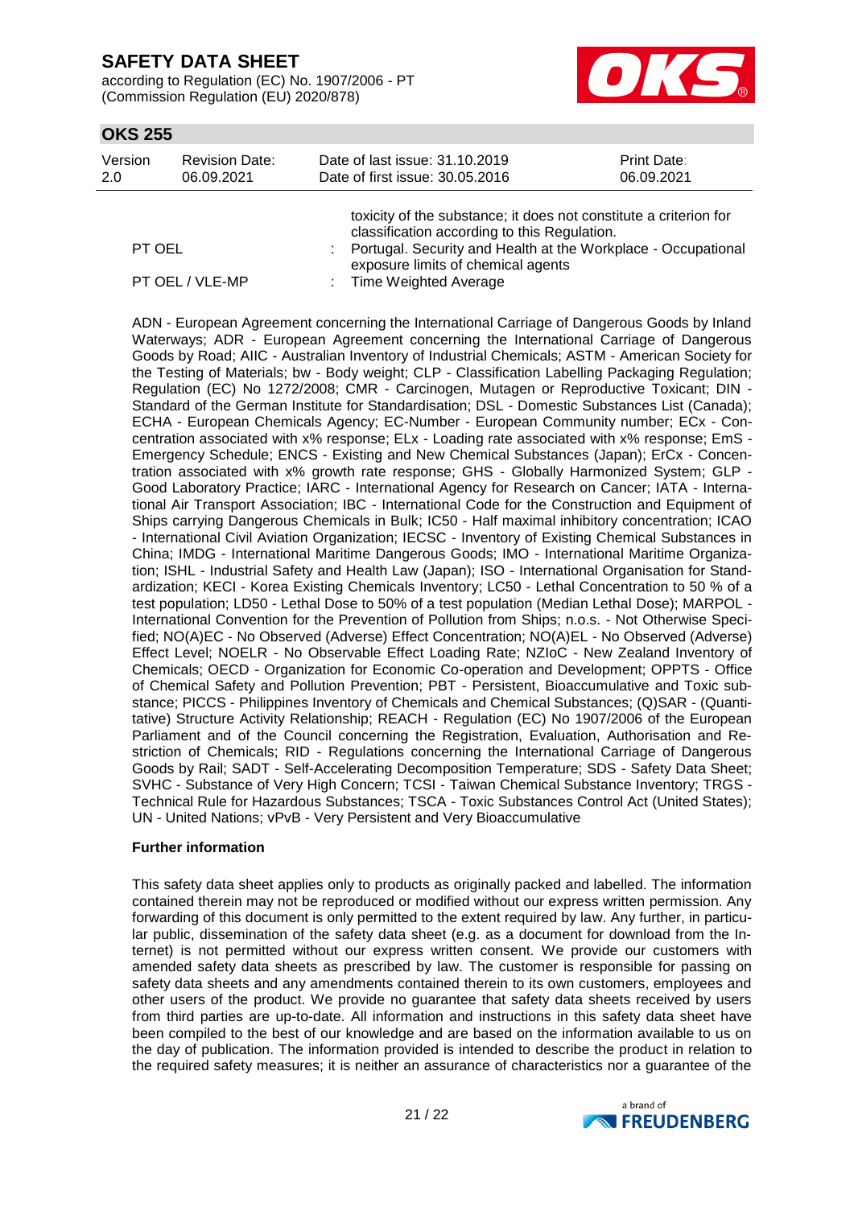toxicity of the substance; it does not constitute a criterion for classification according to this Regulation.

| | | |
|---|---|---|
| PT OEL | : | Portugal. Security and Health at the Workplace - Occupational exposure limits of chemical agents |
| PT OEL / VLE-MP | : | Time Weighted Average |

ADN - European Agreement concerning the International Carriage of Dangerous Goods by Inland Waterways; ADR - European Agreement concerning the International Carriage of Dangerous Goods by Road; AIIC - Australian Inventory of Industrial Chemicals; ASTM - American Society for the Testing of Materials; bw - Body weight; CLP - Classification Labelling Packaging Regulation; Regulation (EC) No 1272/2008; CMR - Carcinogen, Mutagen or Reproductive Toxicant; DIN - Standard of the German Institute for Standardisation; DSL - Domestic Substances List (Canada); ECHA - European Chemicals Agency; EC-Number - European Community number; ECx - Concentration associated with x% response; ELx - Loading rate associated with x% response; EmS - Emergency Schedule; ENCS - Existing and New Chemical Substances (Japan); ErCx - Concentration associated with x% growth rate response; GHS - Globally Harmonized System; GLP - Good Laboratory Practice; IARC - International Agency for Research on Cancer; IATA - International Air Transport Association; IBC - International Code for the Construction and Equipment of Ships carrying Dangerous Chemicals in Bulk; IC50 - Half maximal inhibitory concentration; ICAO - International Civil Aviation Organization; IECSC - Inventory of Existing Chemical Substances in China; IMDG - International Maritime Dangerous Goods; IMO - International Maritime Organization; ISHL - Industrial Safety and Health Law (Japan); ISO - International Organisation for Standardization; KECI - Korea Existing Chemicals Inventory; LC50 - Lethal Concentration to 50 % of a test population; LD50 - Lethal Dose to 50% of a test population (Median Lethal Dose); MARPOL - International Convention for the Prevention of Pollution from Ships; n.o.s. - Not Otherwise Specified; NO(A)EC - No Observed (Adverse) Effect Concentration; NO(A)EL - No Observed (Adverse) Effect Level; NOELR - No Observable Effect Loading Rate; NZIoC - New Zealand Inventory of Chemicals; OECD - Organization for Economic Co-operation and Development; OPPTS - Office of Chemical Safety and Pollution Prevention; PBT - Persistent, Bioaccumulative and Toxic substance; PICCS - Philippines Inventory of Chemicals and Chemical Substances; (Q)SAR - (Quantitative) Structure Activity Relationship; REACH - Regulation (EC) No 1907/2006 of the European Parliament and of the Council concerning the Registration, Evaluation, Authorisation and Restriction of Chemicals; RID - Regulations concerning the International Carriage of Dangerous Goods by Rail; SADT - Self-Accelerating Decomposition Temperature; SDS - Safety Data Sheet; SVHC - Substance of Very High Concern; TCSI - Taiwan Chemical Substance Inventory; TRGS - Technical Rule for Hazardous Substances; TSCA - Toxic Substances Control Act (United States); UN - United Nations; vPvB - Very Persistent and Very Bioaccumulative

**Further information**

This safety data sheet applies only to products as originally packed and labelled. The information contained therein may not be reproduced or modified without our express written permission. Any forwarding of this document is only permitted to the extent required by law. Any further, in particular public, dissemination of the safety data sheet (e.g. as a document for download from the Internet) is not permitted without our express written consent. We provide our customers with amended safety data sheets as prescribed by law. The customer is responsible for passing on safety data sheets and any amendments contained therein to its own customers, employees and other users of the product. We provide no guarantee that safety data sheets received by users from third parties are up-to-date. All information and instructions in this safety data sheet have been compiled to the best of our knowledge and are based on the information available to us on the day of publication. The information provided is intended to describe the product in relation to the required safety measures; it is neither an assurance of characteristics nor a guarantee of the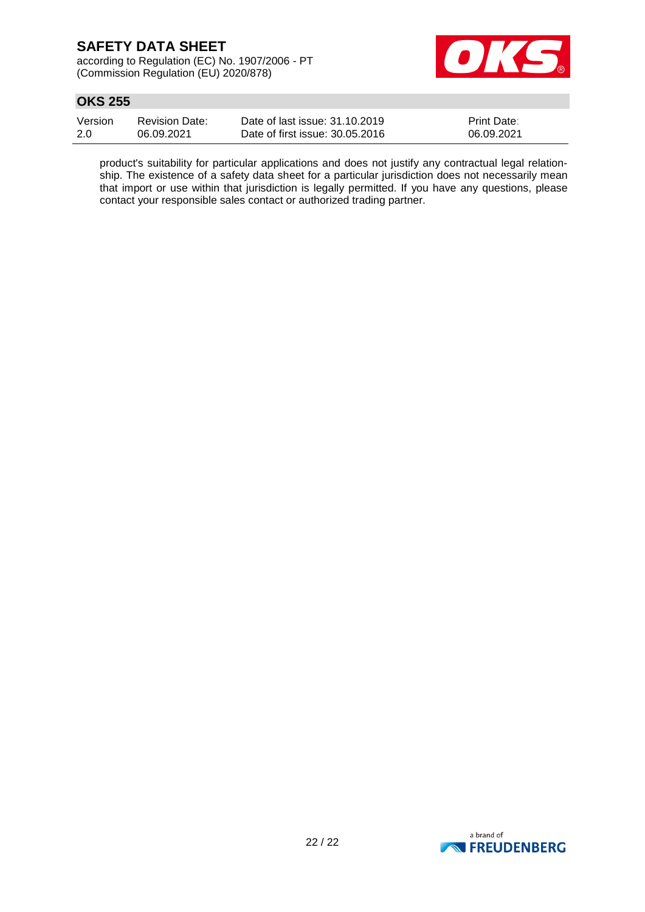product's suitability for particular applications and does not justify any contractual legal relationship. The existence of a safety data sheet for a particular jurisdiction does not necessarily mean that import or use within that jurisdiction is legally permitted. If you have any questions, please contact your responsible sales contact or authorized trading partner.